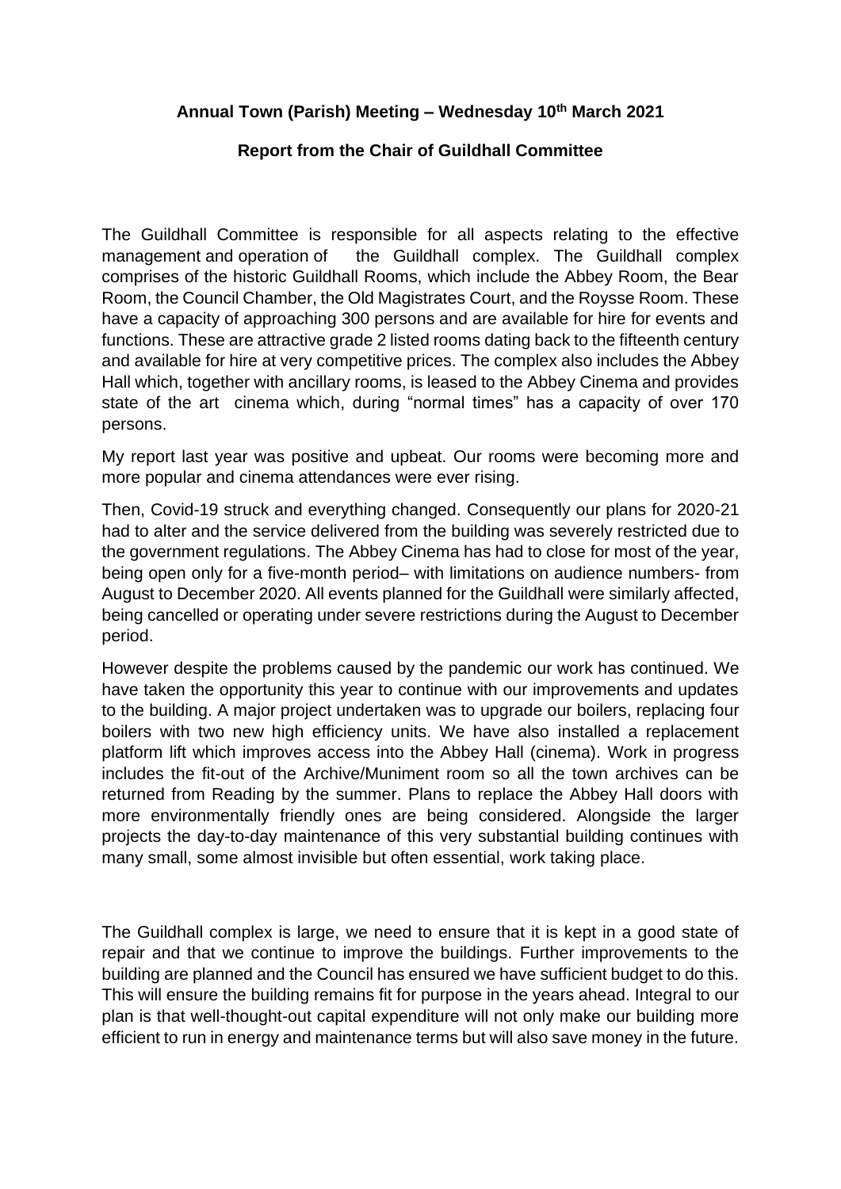**Annual Town (Parish) Meeting – Wednesday 10th March 2021**

**Report from the Chair of Guildhall Committee**

The Guildhall Committee is responsible for all aspects relating to the effective management and operation of the Guildhall complex. The Guildhall complex comprises of the historic Guildhall Rooms, which include the Abbey Room, the Bear Room, the Council Chamber, the Old Magistrates Court, and the Roysse Room. These have a capacity of approaching 300 persons and are available for hire for events and functions. These are attractive grade 2 listed rooms dating back to the fifteenth century and available for hire at very competitive prices. The complex also includes the Abbey Hall which, together with ancillary rooms, is leased to the Abbey Cinema and provides state of the art cinema which, during "normal times" has a capacity of over 170 persons.

My report last year was positive and upbeat. Our rooms were becoming more and more popular and cinema attendances were ever rising.

Then, Covid-19 struck and everything changed. Consequently our plans for 2020-21 had to alter and the service delivered from the building was severely restricted due to the government regulations. The Abbey Cinema has had to close for most of the year, being open only for a five-month period– with limitations on audience numbers- from August to December 2020. All events planned for the Guildhall were similarly affected, being cancelled or operating under severe restrictions during the August to December period.

However despite the problems caused by the pandemic our work has continued. We have taken the opportunity this year to continue with our improvements and updates to the building. A major project undertaken was to upgrade our boilers, replacing four boilers with two new high efficiency units. We have also installed a replacement platform lift which improves access into the Abbey Hall (cinema). Work in progress includes the fit-out of the Archive/Muniment room so all the town archives can be returned from Reading by the summer. Plans to replace the Abbey Hall doors with more environmentally friendly ones are being considered. Alongside the larger projects the day-to-day maintenance of this very substantial building continues with many small, some almost invisible but often essential, work taking place.

The Guildhall complex is large, we need to ensure that it is kept in a good state of repair and that we continue to improve the buildings. Further improvements to the building are planned and the Council has ensured we have sufficient budget to do this. This will ensure the building remains fit for purpose in the years ahead. Integral to our plan is that well-thought-out capital expenditure will not only make our building more efficient to run in energy and maintenance terms but will also save money in the future.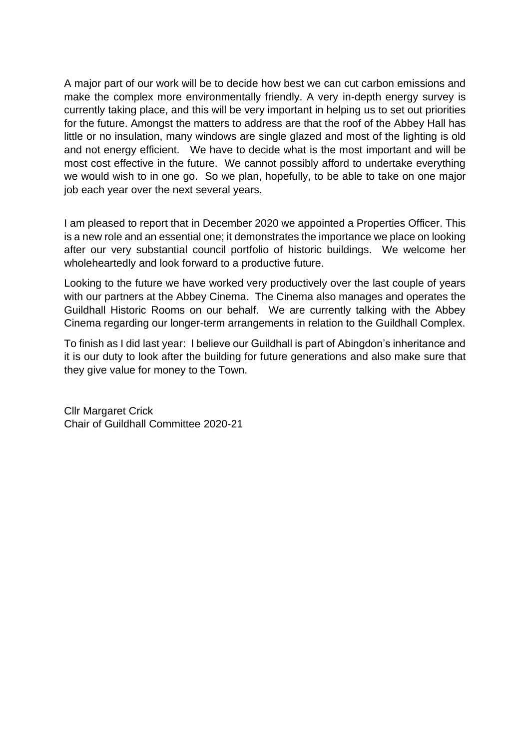A major part of our work will be to decide how best we can cut carbon emissions and make the complex more environmentally friendly. A very in-depth energy survey is currently taking place, and this will be very important in helping us to set out priorities for the future. Amongst the matters to address are that the roof of the Abbey Hall has little or no insulation, many windows are single glazed and most of the lighting is old and not energy efficient. We have to decide what is the most important and will be most cost effective in the future. We cannot possibly afford to undertake everything we would wish to in one go. So we plan, hopefully, to be able to take on one major job each year over the next several years.

I am pleased to report that in December 2020 we appointed a Properties Officer. This is a new role and an essential one; it demonstrates the importance we place on looking after our very substantial council portfolio of historic buildings. We welcome her wholeheartedly and look forward to a productive future.

Looking to the future we have worked very productively over the last couple of years with our partners at the Abbey Cinema. The Cinema also manages and operates the Guildhall Historic Rooms on our behalf. We are currently talking with the Abbey Cinema regarding our longer-term arrangements in relation to the Guildhall Complex.

To finish as I did last year: I believe our Guildhall is part of Abingdon's inheritance and it is our duty to look after the building for future generations and also make sure that they give value for money to the Town.

Cllr Margaret Crick
Chair of Guildhall Committee 2020-21